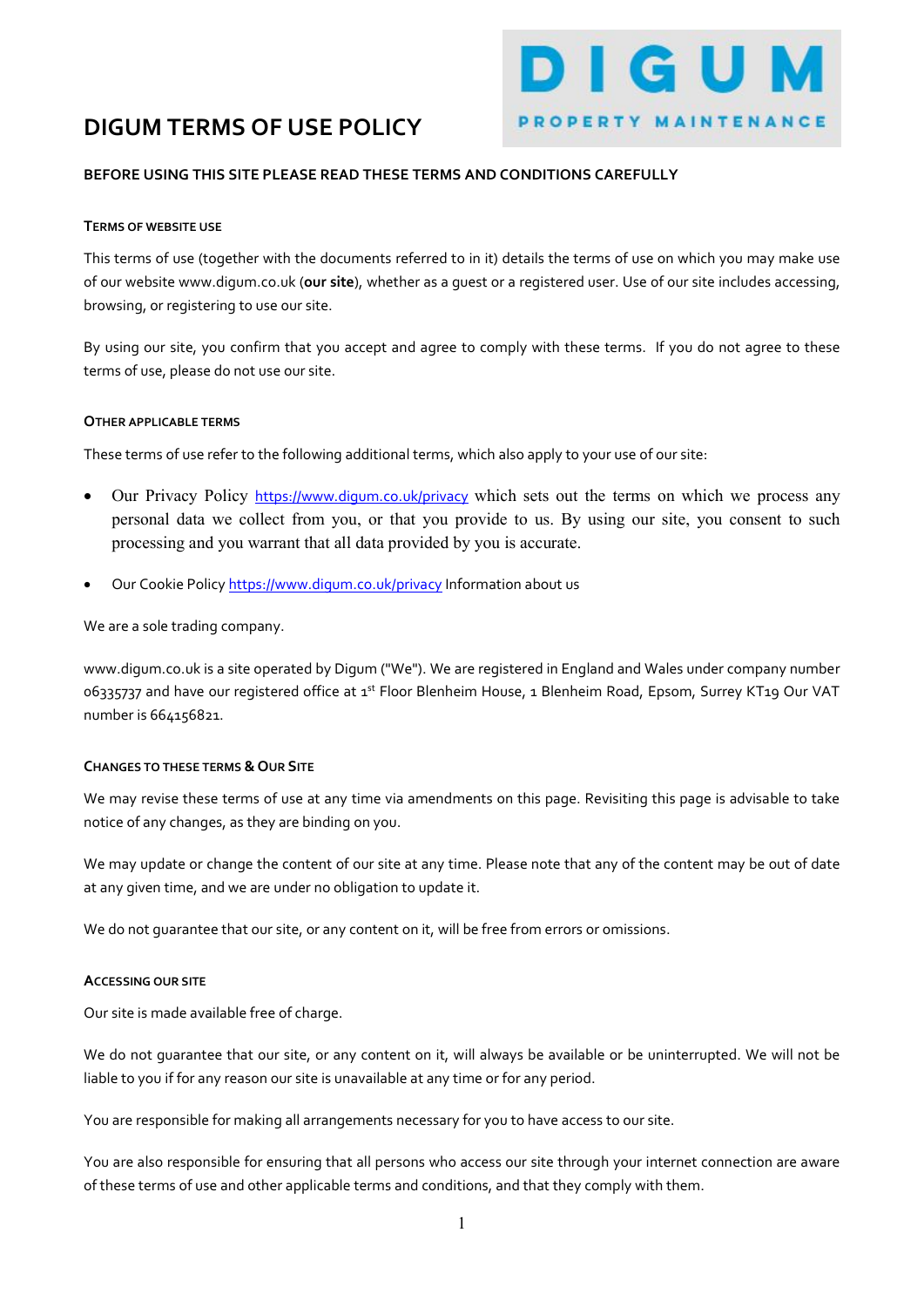# DIGUM TERMS OF USE POLICY

DIGUM PROPERTY MAINTENANCE

**BEFORE USING THIS SITE PLEASE READ THESE TERMS AND CONDITIONS CAREFULLY**

**TERMS OF WEBSITE USE**

This terms of use (together with the documents referred to in it) details the terms of use on which you may make use of our website www.digum.co.uk (**our site**), whether as a guest or a registered user. Use of our site includes accessing, browsing, or registering to use our site.

By using our site, you confirm that you accept and agree to comply with these terms. If you do not agree to these terms of use, please do not use our site.

**OTHER APPLICABLE TERMS**

These terms of use refer to the following additional terms, which also apply to your use of our site:

- Our Privacy Policy https://www.digum.co.uk/privacy which sets out the terms on which we process any personal data we collect from you, or that you provide to us. By using our site, you consent to such processing and you warrant that all data provided by you is accurate.
- Our Cookie Policy https://www.digum.co.uk/privacy Information about us

We are a sole trading company.

www.digum.co.uk is a site operated by Digum ("We"). We are registered in England and Wales under company number 06335737 and have our registered office at 1st Floor Blenheim House, 1 Blenheim Road, Epsom, Surrey KT19 Our VAT number is 664156821.

**CHANGES TO THESE TERMS & OUR SITE**

We may revise these terms of use at any time via amendments on this page. Revisiting this page is advisable to take notice of any changes, as they are binding on you.

We may update or change the content of our site at any time. Please note that any of the content may be out of date at any given time, and we are under no obligation to update it.

We do not guarantee that our site, or any content on it, will be free from errors or omissions.

**ACCESSING OUR SITE**

Our site is made available free of charge.

We do not guarantee that our site, or any content on it, will always be available or be uninterrupted. We will not be liable to you if for any reason our site is unavailable at any time or for any period.

You are responsible for making all arrangements necessary for you to have access to our site.

You are also responsible for ensuring that all persons who access our site through your internet connection are aware of these terms of use and other applicable terms and conditions, and that they comply with them.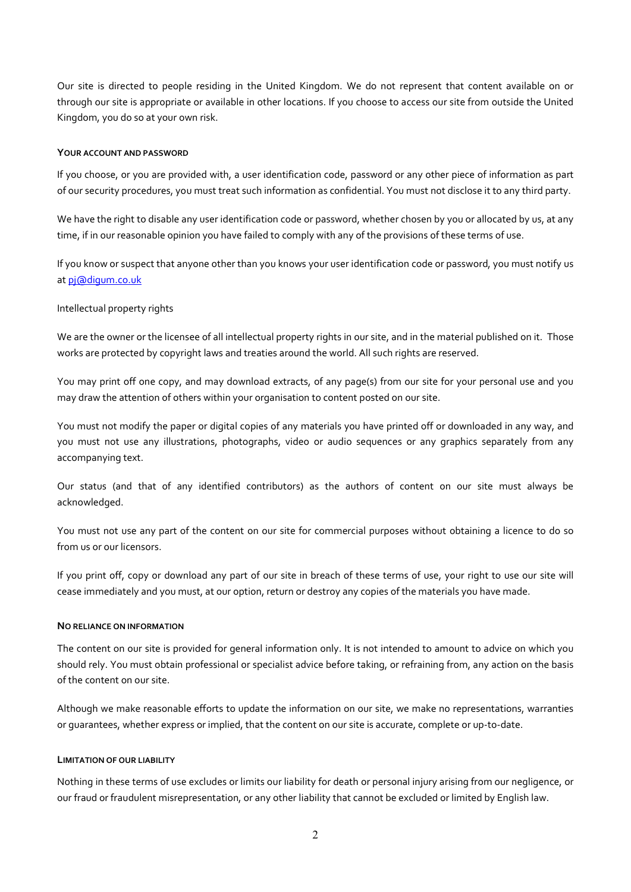Our site is directed to people residing in the United Kingdom. We do not represent that content available on or through our site is appropriate or available in other locations. If you choose to access our site from outside the United Kingdom, you do so at your own risk.

#### YOUR ACCOUNT AND PASSWORD

If you choose, or you are provided with, a user identification code, password or any other piece of information as part of our security procedures, you must treat such information as confidential. You must not disclose it to any third party.

We have the right to disable any user identification code or password, whether chosen by you or allocated by us, at any time, if in our reasonable opinion you have failed to comply with any of the provisions of these terms of use.

If you know or suspect that anyone other than you knows your user identification code or password, you must notify us at [pj@digum.co.uk](mailto:pj@digum.co.uk)

Intellectual property rights

We are the owner or the licensee of all intellectual property rights in our site, and in the material published on it. Those works are protected by copyright laws and treaties around the world. All such rights are reserved.

You may print off one copy, and may download extracts, of any page(s) from our site for your personal use and you may draw the attention of others within your organisation to content posted on our site.

You must not modify the paper or digital copies of any materials you have printed off or downloaded in any way, and you must not use any illustrations, photographs, video or audio sequences or any graphics separately from any accompanying text.

Our status (and that of any identified contributors) as the authors of content on our site must always be acknowledged.

You must not use any part of the content on our site for commercial purposes without obtaining a licence to do so from us or our licensors.

If you print off, copy or download any part of our site in breach of these terms of use, your right to use our site will cease immediately and you must, at our option, return or destroy any copies of the materials you have made.

#### NO RELIANCE ON INFORMATION

The content on our site is provided for general information only. It is not intended to amount to advice on which you should rely. You must obtain professional or specialist advice before taking, or refraining from, any action on the basis of the content on our site.

Although we make reasonable efforts to update the information on our site, we make no representations, warranties or guarantees, whether express or implied, that the content on our site is accurate, complete or up-to-date.

#### LIMITATION OF OUR LIABILITY

Nothing in these terms of use excludes or limits our liability for death or personal injury arising from our negligence, or our fraud or fraudulent misrepresentation, or any other liability that cannot be excluded or limited by English law.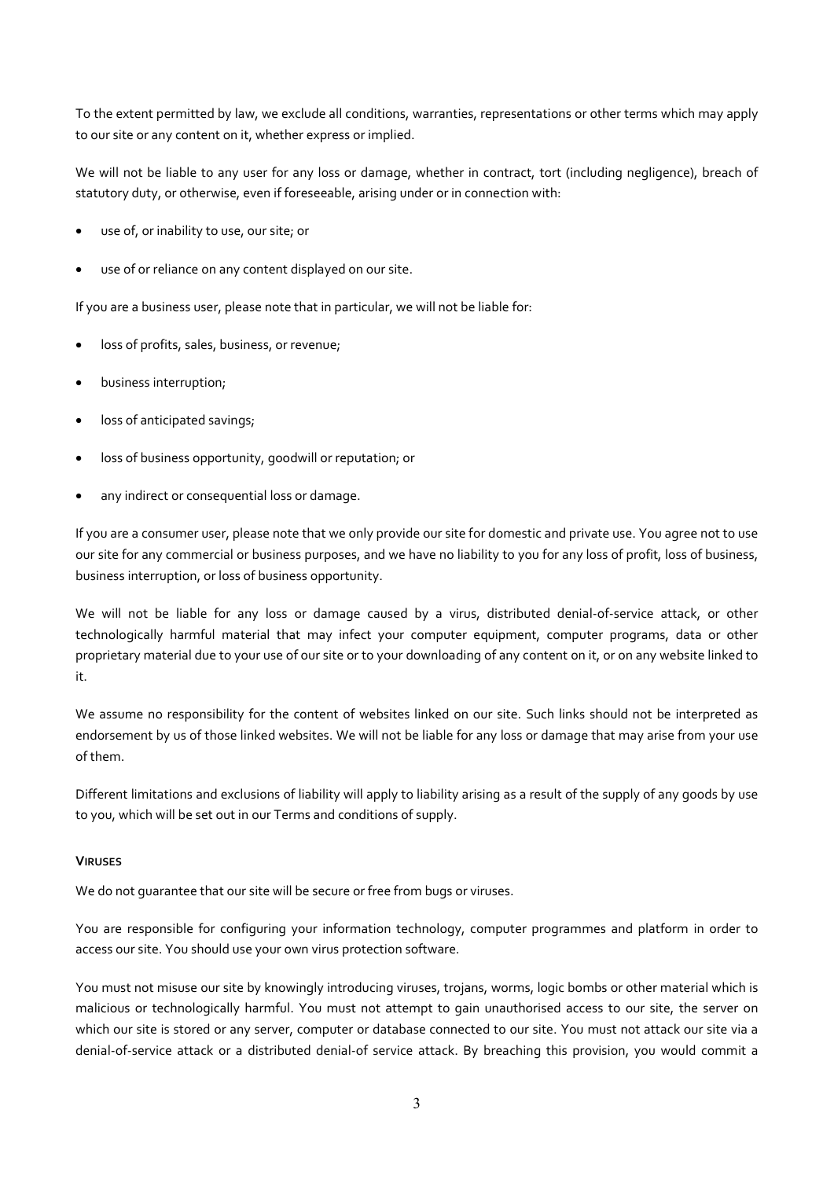To the extent permitted by law, we exclude all conditions, warranties, representations or other terms which may apply to our site or any content on it, whether express or implied.

We will not be liable to any user for any loss or damage, whether in contract, tort (including negligence), breach of statutory duty, or otherwise, even if foreseeable, arising under or in connection with:

- use of, or inability to use, our site; or
- use of or reliance on any content displayed on our site.

If you are a business user, please note that in particular, we will not be liable for:

- loss of profits, sales, business, or revenue;
- business interruption;
- loss of anticipated savings;
- loss of business opportunity, goodwill or reputation; or
- any indirect or consequential loss or damage.

If you are a consumer user, please note that we only provide our site for domestic and private use. You agree not to use our site for any commercial or business purposes, and we have no liability to you for any loss of profit, loss of business, business interruption, or loss of business opportunity.

We will not be liable for any loss or damage caused by a virus, distributed denial-of-service attack, or other technologically harmful material that may infect your computer equipment, computer programs, data or other proprietary material due to your use of our site or to your downloading of any content on it, or on any website linked to it.

We assume no responsibility for the content of websites linked on our site. Such links should not be interpreted as endorsement by us of those linked websites. We will not be liable for any loss or damage that may arise from your use of them.

Different limitations and exclusions of liability will apply to liability arising as a result of the supply of any goods by use to you, which will be set out in our Terms and conditions of supply.

**VIRUSES**

We do not guarantee that our site will be secure or free from bugs or viruses.

You are responsible for configuring your information technology, computer programmes and platform in order to access our site. You should use your own virus protection software.

You must not misuse our site by knowingly introducing viruses, trojans, worms, logic bombs or other material which is malicious or technologically harmful. You must not attempt to gain unauthorised access to our site, the server on which our site is stored or any server, computer or database connected to our site. You must not attack our site via a denial-of-service attack or a distributed denial-of service attack. By breaching this provision, you would commit a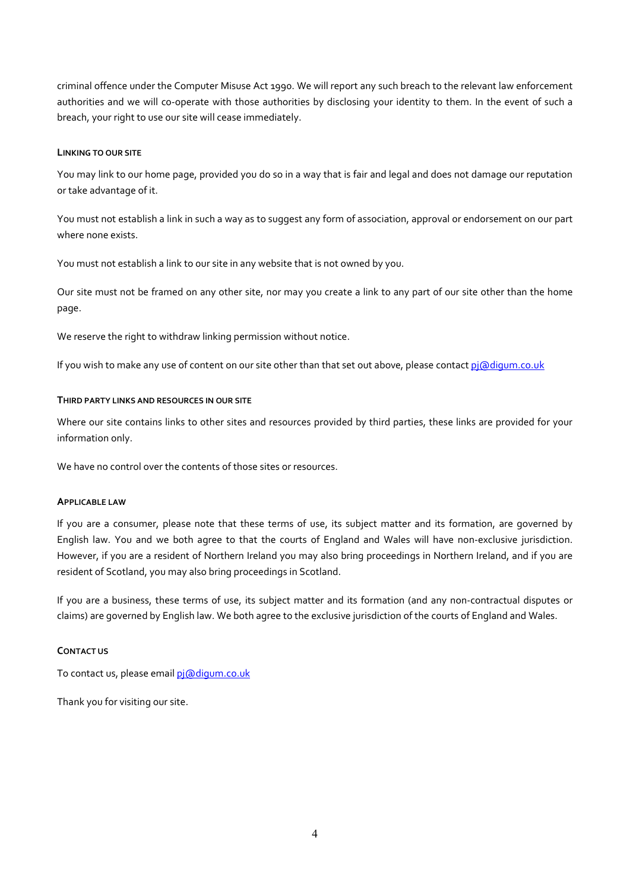criminal offence under the Computer Misuse Act 1990. We will report any such breach to the relevant law enforcement authorities and we will co-operate with those authorities by disclosing your identity to them. In the event of such a breach, your right to use our site will cease immediately.

#### LINKING TO OUR SITE

You may link to our home page, provided you do so in a way that is fair and legal and does not damage our reputation or take advantage of it.

You must not establish a link in such a way as to suggest any form of association, approval or endorsement on our part where none exists.

You must not establish a link to our site in any website that is not owned by you.

Our site must not be framed on any other site, nor may you create a link to any part of our site other than the home page.

We reserve the right to withdraw linking permission without notice.

If you wish to make any use of content on our site other than that set out above, please contact [pj@digum.co.uk](mailto:pj@digum.co.uk)

#### THIRD PARTY LINKS AND RESOURCES IN OUR SITE

Where our site contains links to other sites and resources provided by third parties, these links are provided for your information only.

We have no control over the contents of those sites or resources.

#### APPLICABLE LAW

If you are a consumer, please note that these terms of use, its subject matter and its formation, are governed by English law. You and we both agree to that the courts of England and Wales will have non-exclusive jurisdiction. However, if you are a resident of Northern Ireland you may also bring proceedings in Northern Ireland, and if you are resident of Scotland, you may also bring proceedings in Scotland.

If you are a business, these terms of use, its subject matter and its formation (and any non-contractual disputes or claims) are governed by English law. We both agree to the exclusive jurisdiction of the courts of England and Wales.

#### CONTACT US

To contact us, please email [pj@digum.co.uk](mailto:pj@digum.co.uk)

Thank you for visiting our site.